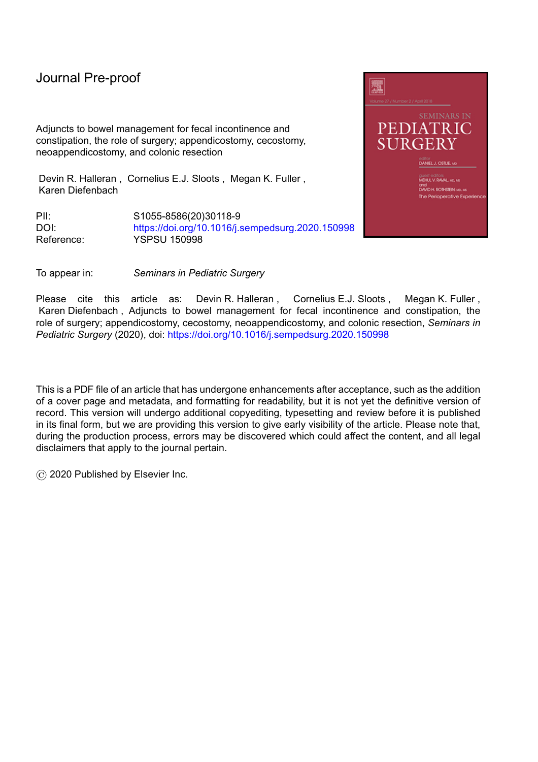Journal Pre-proof

Adjuncts to bowel management for fecal incontinence and constipation, the role of surgery; appendicostomy, cecostomy, neoappendicostomy, and colonic resection

Devin R. Halleran , Cornelius E.J. Sloots , Megan K. Fuller , Karen Diefenbach

PII: S1055-8586(20)30118-9
DOI: https://doi.org/10.1016/j.sempedsurg.2020.150998
Reference: YSPSU 150998

To appear in: *Seminars in Pediatric Surgery*

Please cite this article as: Devin R. Halleran , Cornelius E.J. Sloots , Megan K. Fuller , Karen Diefenbach , Adjuncts to bowel management for fecal incontinence and constipation, the role of surgery; appendicostomy, cecostomy, neoappendicostomy, and colonic resection, *Seminars in Pediatric Surgery* (2020), doi: https://doi.org/10.1016/j.sempedsurg.2020.150998

This is a PDF file of an article that has undergone enhancements after acceptance, such as the addition of a cover page and metadata, and formatting for readability, but it is not yet the definitive version of record. This version will undergo additional copyediting, typesetting and review before it is published in its final form, but we are providing this version to give early visibility of the article. Please note that, during the production process, errors may be discovered which could affect the content, and all legal disclaimers that apply to the journal pertain.

© 2020 Published by Elsevier Inc.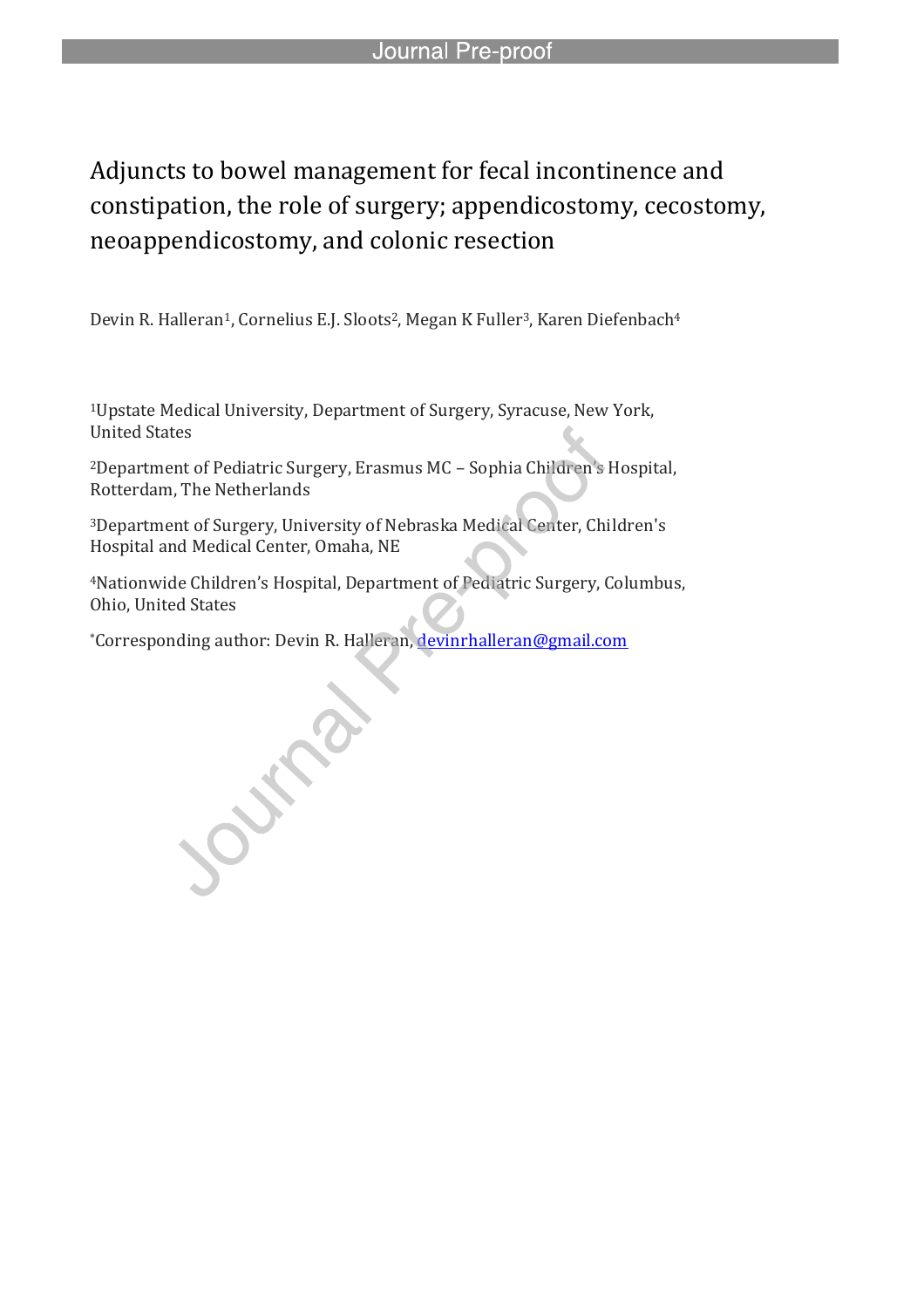# Adjuncts to bowel management for fecal incontinence and constipation, the role of surgery; appendicostomy, cecostomy, neoappendicostomy, and colonic resection

Devin R. Halleran[1], Cornelius E.J. Sloots[2], Megan K Fuller[3], Karen Diefenbach[4]

[1]Upstate Medical University, Department of Surgery, Syracuse, New York, United States

[2]Department of Pediatric Surgery, Erasmus MC – Sophia Children's Hospital, Rotterdam, The Netherlands

[3]Department of Surgery, University of Nebraska Medical Center, Children's Hospital and Medical Center, Omaha, NE

[4]Nationwide Children's Hospital, Department of Pediatric Surgery, Columbus, Ohio, United States

*Corresponding author: Devin R. Halleran, devinrhalleran@gmail.com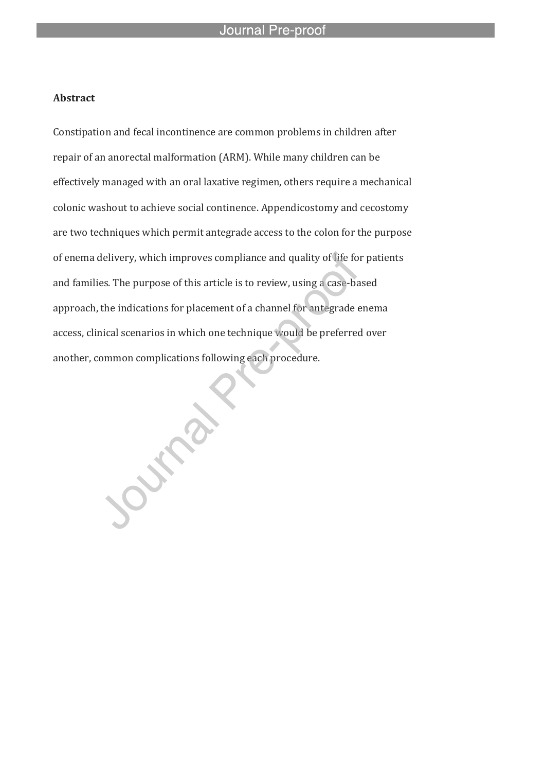**Abstract**

Constipation and fecal incontinence are common problems in children after repair of an anorectal malformation (ARM). While many children can be effectively managed with an oral laxative regimen, others require a mechanical colonic washout to achieve social continence. Appendicostomy and cecostomy are two techniques which permit antegrade access to the colon for the purpose of enema delivery, which improves compliance and quality of life for patients and families. The purpose of this article is to review, using a case-based approach, the indications for placement of a channel for antegrade enema access, clinical scenarios in which one technique would be preferred over another, common complications following each procedure.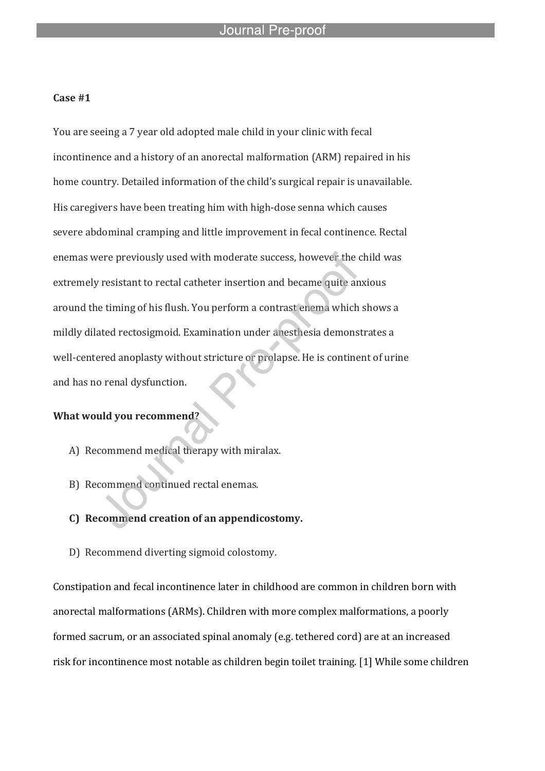**Case #1**

You are seeing a 7 year old adopted male child in your clinic with fecal incontinence and a history of an anorectal malformation (ARM) repaired in his home country. Detailed information of the child's surgical repair is unavailable. His caregivers have been treating him with high-dose senna which causes severe abdominal cramping and little improvement in fecal continence. Rectal enemas were previously used with moderate success, however the child was extremely resistant to rectal catheter insertion and became quite anxious around the timing of his flush. You perform a contrast enema which shows a mildly dilated rectosigmoid. Examination under anesthesia demonstrates a well-centered anoplasty without stricture or prolapse. He is continent of urine and has no renal dysfunction.

**What would you recommend?**

A) Recommend medical therapy with miralax.

B) Recommend continued rectal enemas.

**C) Recommend creation of an appendicostomy.**

D) Recommend diverting sigmoid colostomy.

Constipation and fecal incontinence later in childhood are common in children born with anorectal malformations (ARMs). Children with more complex malformations, a poorly formed sacrum, or an associated spinal anomaly (e.g. tethered cord) are at an increased risk for incontinence most notable as children begin toilet training. [1] While some children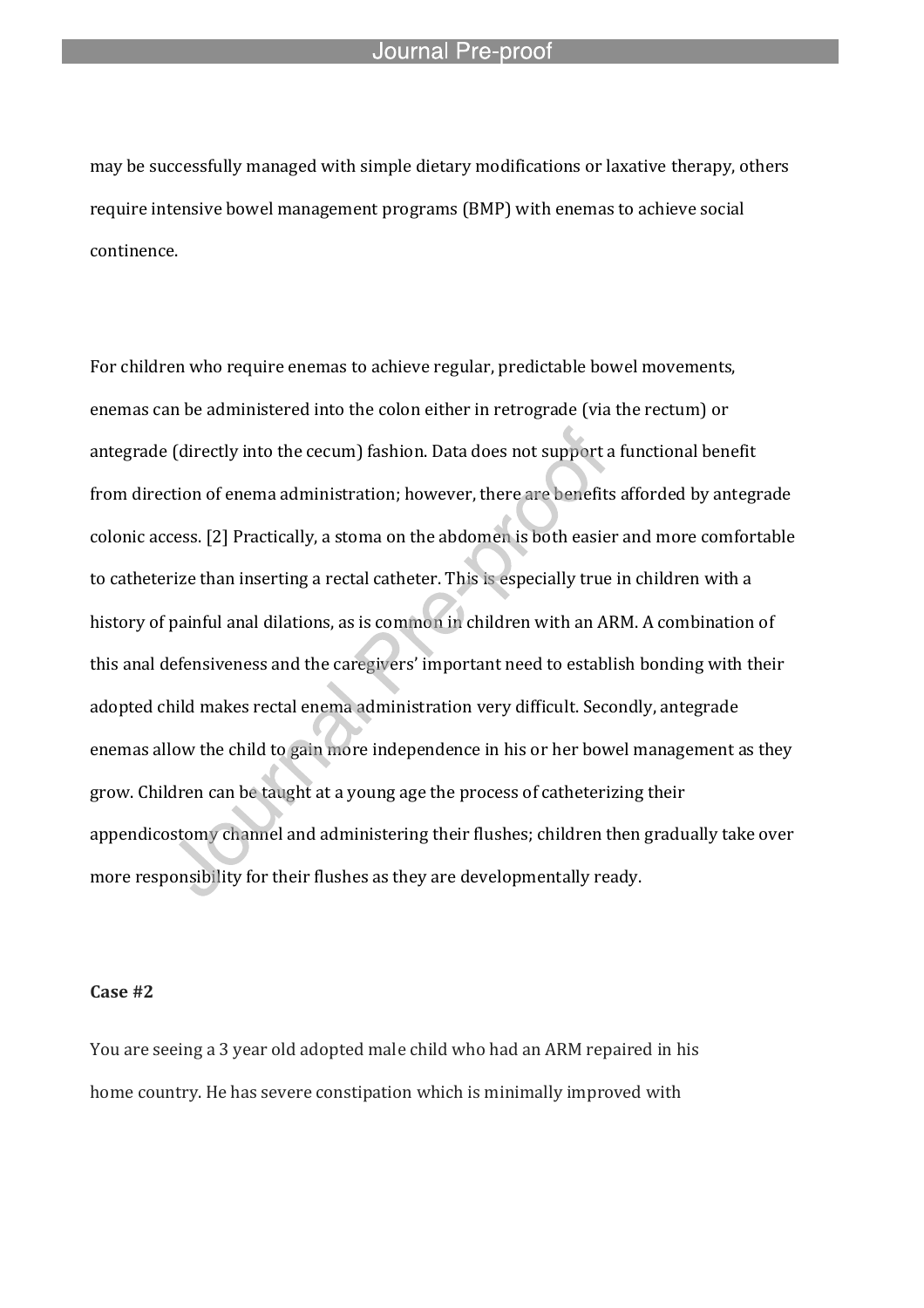may be successfully managed with simple dietary modifications or laxative therapy, others require intensive bowel management programs (BMP) with enemas to achieve social continence.

For children who require enemas to achieve regular, predictable bowel movements, enemas can be administered into the colon either in retrograde (via the rectum) or antegrade (directly into the cecum) fashion. Data does not support a functional benefit from direction of enema administration; however, there are benefits afforded by antegrade colonic access. [2] Practically, a stoma on the abdomen is both easier and more comfortable to catheterize than inserting a rectal catheter. This is especially true in children with a history of painful anal dilations, as is common in children with an ARM. A combination of this anal defensiveness and the caregivers' important need to establish bonding with their adopted child makes rectal enema administration very difficult. Secondly, antegrade enemas allow the child to gain more independence in his or her bowel management as they grow. Children can be taught at a young age the process of catheterizing their appendicostomy channel and administering their flushes; children then gradually take over more responsibility for their flushes as they are developmentally ready.

**Case #2**

You are seeing a 3 year old adopted male child who had an ARM repaired in his home country. He has severe constipation which is minimally improved with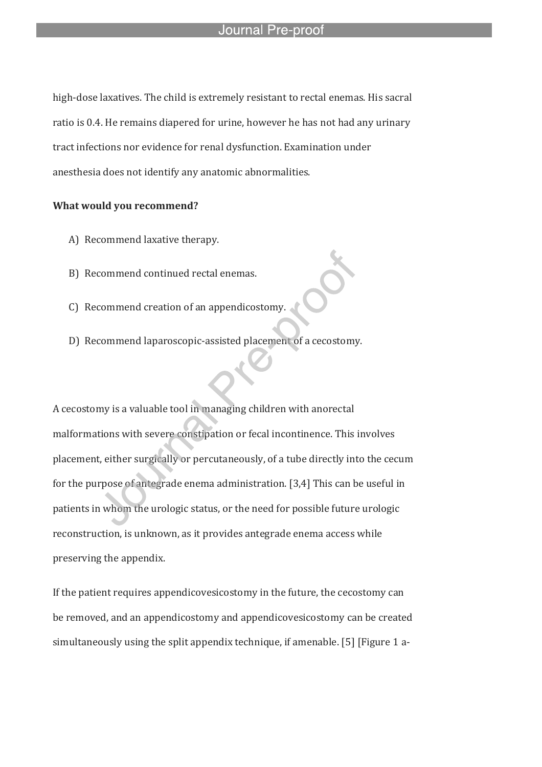high-dose laxatives. The child is extremely resistant to rectal enemas. His sacral ratio is 0.4. He remains diapered for urine, however he has not had any urinary tract infections nor evidence for renal dysfunction. Examination under anesthesia does not identify any anatomic abnormalities.

**What would you recommend?**

A) Recommend laxative therapy.

B) Recommend continued rectal enemas.

C) Recommend creation of an appendicostomy.

D) Recommend laparoscopic-assisted placement of a cecostomy.

A cecostomy is a valuable tool in managing children with anorectal malformations with severe constipation or fecal incontinence. This involves placement, either surgically or percutaneously, of a tube directly into the cecum for the purpose of antegrade enema administration. [3,4] This can be useful in patients in whom the urologic status, or the need for possible future urologic reconstruction, is unknown, as it provides antegrade enema access while preserving the appendix.

If the patient requires appendicovesicostomy in the future, the cecostomy can be removed, and an appendicostomy and appendicovesicostomy can be created simultaneously using the split appendix technique, if amenable. [5] [Figure 1 a-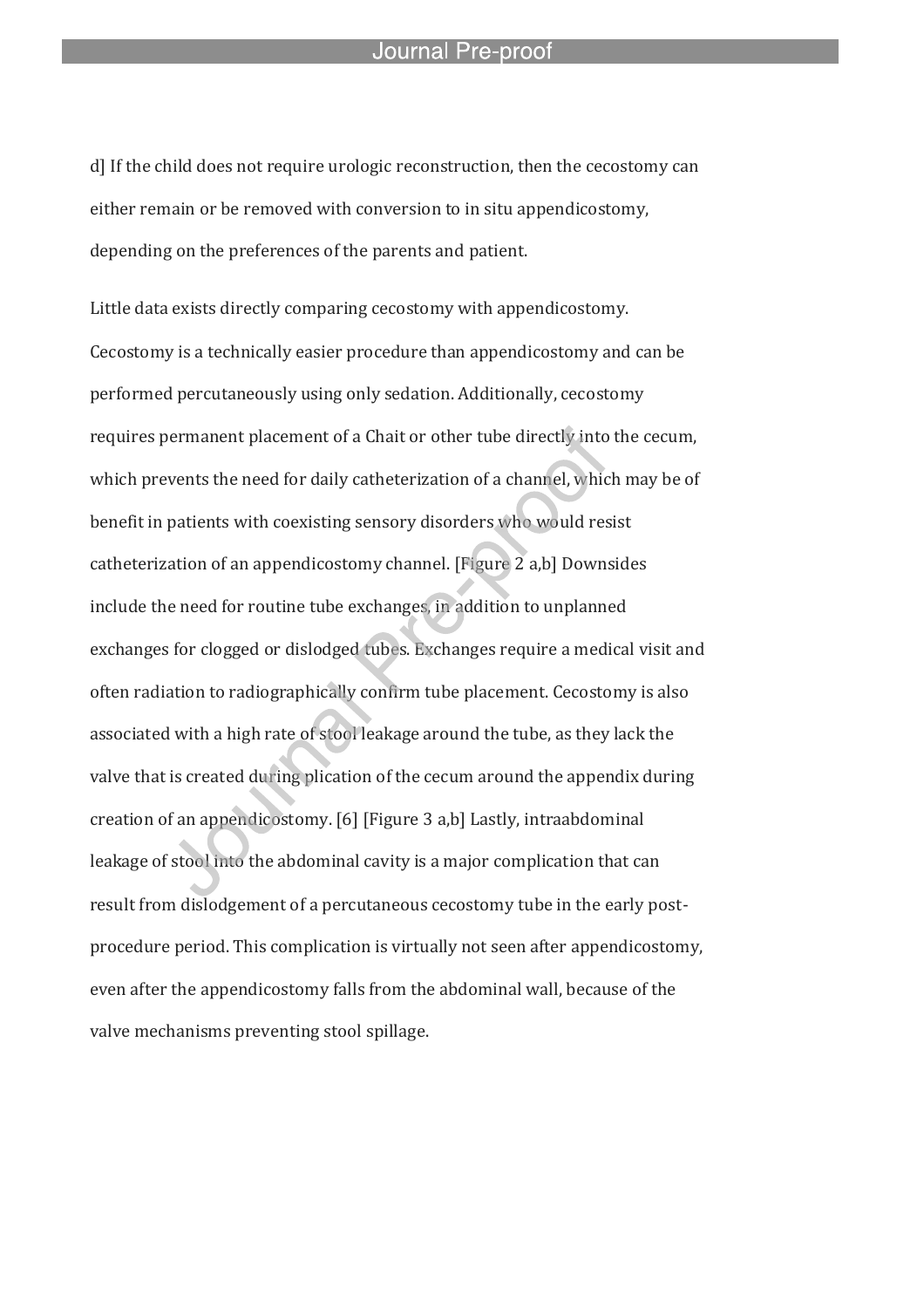d] If the child does not require urologic reconstruction, then the cecostomy can either remain or be removed with conversion to in situ appendicostomy, depending on the preferences of the parents and patient.

Little data exists directly comparing cecostomy with appendicostomy. Cecostomy is a technically easier procedure than appendicostomy and can be performed percutaneously using only sedation. Additionally, cecostomy requires permanent placement of a Chait or other tube directly into the cecum, which prevents the need for daily catheterization of a channel, which may be of benefit in patients with coexisting sensory disorders who would resist catheterization of an appendicostomy channel. [Figure 2 a,b] Downsides include the need for routine tube exchanges, in addition to unplanned exchanges for clogged or dislodged tubes. Exchanges require a medical visit and often radiation to radiographically confirm tube placement. Cecostomy is also associated with a high rate of stool leakage around the tube, as they lack the valve that is created during plication of the cecum around the appendix during creation of an appendicostomy. [6] [Figure 3 a,b] Lastly, intraabdominal leakage of stool into the abdominal cavity is a major complication that can result from dislodgement of a percutaneous cecostomy tube in the early post-procedure period. This complication is virtually not seen after appendicostomy, even after the appendicostomy falls from the abdominal wall, because of the valve mechanisms preventing stool spillage.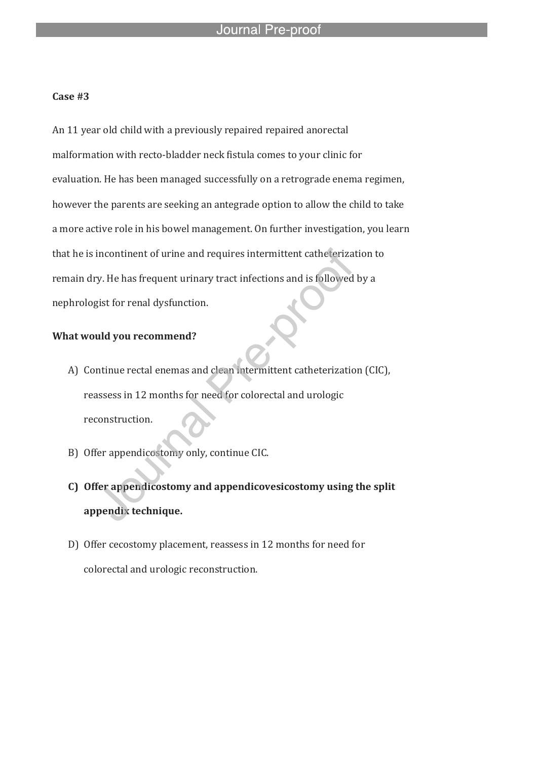**Case #3**

An 11 year old child with a previously repaired repaired anorectal malformation with recto-bladder neck fistula comes to your clinic for evaluation. He has been managed successfully on a retrograde enema regimen, however the parents are seeking an antegrade option to allow the child to take a more active role in his bowel management. On further investigation, you learn that he is incontinent of urine and requires intermittent catheterization to remain dry. He has frequent urinary tract infections and is followed by a nephrologist for renal dysfunction.

**What would you recommend?**

A) Continue rectal enemas and clean intermittent catheterization (CIC), reassess in 12 months for need for colorectal and urologic reconstruction.

B) Offer appendicostomy only, continue CIC.

**C) Offer appendicostomy and appendicovesicostomy using the split appendix technique.**

D) Offer cecostomy placement, reassess in 12 months for need for colorectal and urologic reconstruction.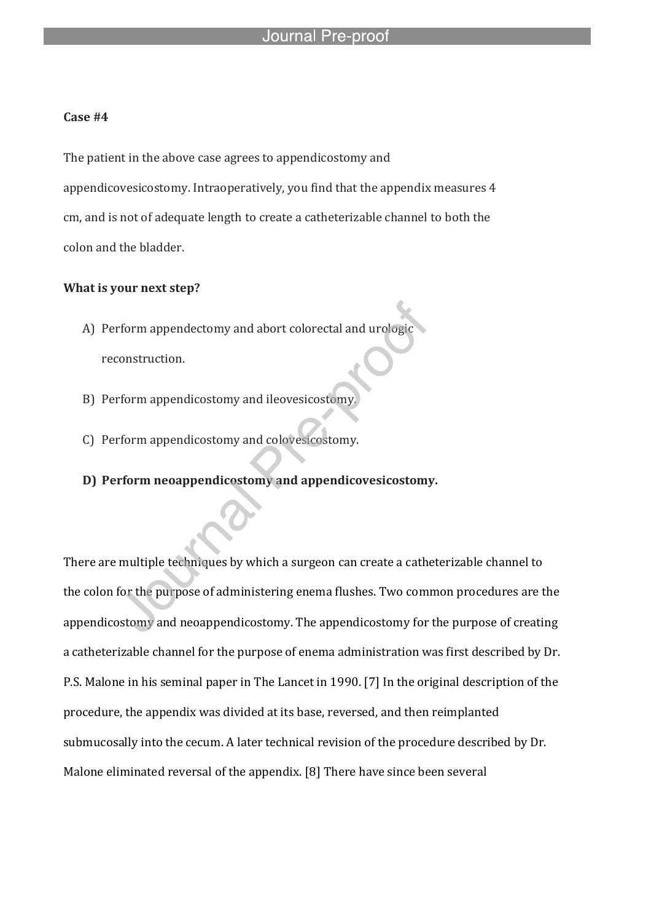**Case #4**

The patient in the above case agrees to appendicostomy and appendicovesicostomy. Intraoperatively, you find that the appendix measures 4 cm, and is not of adequate length to create a catheterizable channel to both the colon and the bladder.

**What is your next step?**

A) Perform appendectomy and abort colorectal and urologic reconstruction.

B) Perform appendicostomy and ileovesicostomy.

C) Perform appendicostomy and colovesicostomy.

**D) Perform neoappendicostomy and appendicovesicostomy.**

There are multiple techniques by which a surgeon can create a catheterizable channel to the colon for the purpose of administering enema flushes. Two common procedures are the appendicostomy and neoappendicostomy. The appendicostomy for the purpose of creating a catheterizable channel for the purpose of enema administration was first described by Dr. P.S. Malone in his seminal paper in The Lancet in 1990. [7] In the original description of the procedure, the appendix was divided at its base, reversed, and then reimplanted submucosally into the cecum. A later technical revision of the procedure described by Dr. Malone eliminated reversal of the appendix. [8] There have since been several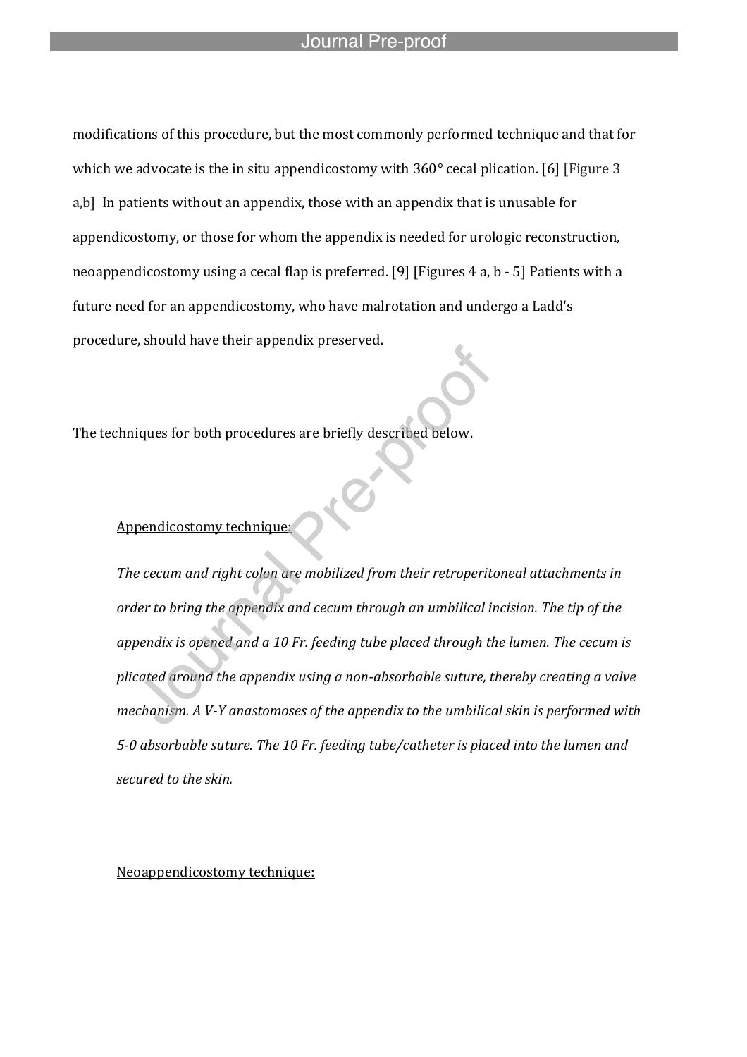modifications of this procedure, but the most commonly performed technique and that for which we advocate is the in situ appendicostomy with 360° cecal plication. [6] [Figure 3 a,b] In patients without an appendix, those with an appendix that is unusable for appendicostomy, or those for whom the appendix is needed for urologic reconstruction, neoappendicostomy using a cecal flap is preferred. [9] [Figures 4 a, b - 5] Patients with a future need for an appendicostomy, who have malrotation and undergo a Ladd's procedure, should have their appendix preserved.

The techniques for both procedures are briefly described below.

Appendicostomy technique:

*The cecum and right colon are mobilized from their retroperitoneal attachments in order to bring the appendix and cecum through an umbilical incision. The tip of the appendix is opened and a 10 Fr. feeding tube placed through the lumen. The cecum is plicated around the appendix using a non-absorbable suture, thereby creating a valve mechanism. A V-Y anastomoses of the appendix to the umbilical skin is performed with 5-0 absorbable suture. The 10 Fr. feeding tube/catheter is placed into the lumen and secured to the skin.*

Neoappendicostomy technique: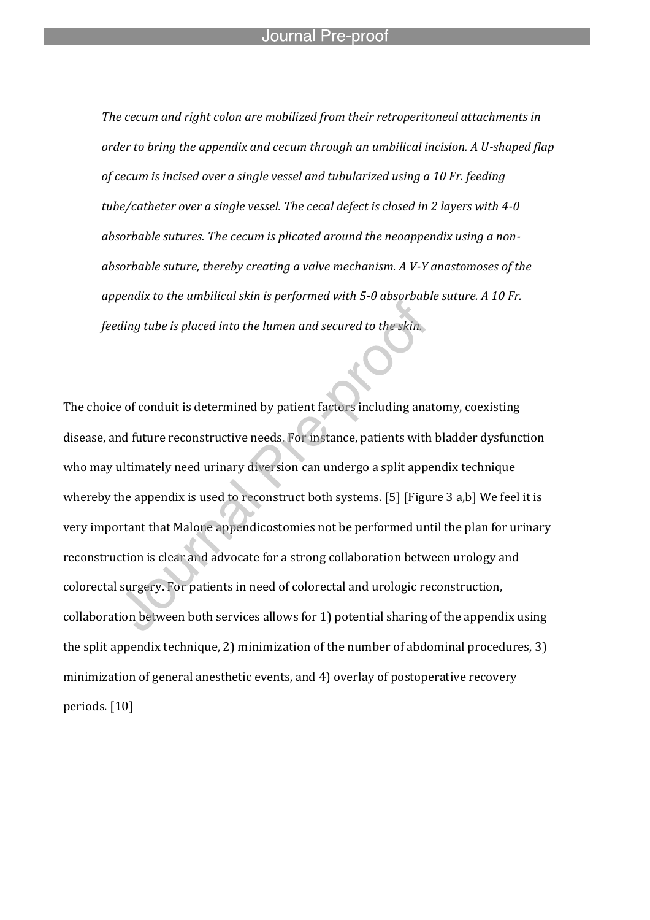*The cecum and right colon are mobilized from their retroperitoneal attachments in order to bring the appendix and cecum through an umbilical incision. A U-shaped flap of cecum is incised over a single vessel and tubularized using a 10 Fr. feeding tube/catheter over a single vessel. The cecal defect is closed in 2 layers with 4-0 absorbable sutures. The cecum is plicated around the neoappendix using a non-absorbable suture, thereby creating a valve mechanism. A V-Y anastomoses of the appendix to the umbilical skin is performed with 5-0 absorbable suture. A 10 Fr. feeding tube is placed into the lumen and secured to the skin.*

The choice of conduit is determined by patient factors including anatomy, coexisting disease, and future reconstructive needs. For instance, patients with bladder dysfunction who may ultimately need urinary diversion can undergo a split appendix technique whereby the appendix is used to reconstruct both systems. [5] [Figure 3 a,b] We feel it is very important that Malone appendicostomies not be performed until the plan for urinary reconstruction is clear and advocate for a strong collaboration between urology and colorectal surgery. For patients in need of colorectal and urologic reconstruction, collaboration between both services allows for 1) potential sharing of the appendix using the split appendix technique, 2) minimization of the number of abdominal procedures, 3) minimization of general anesthetic events, and 4) overlay of postoperative recovery periods. [10]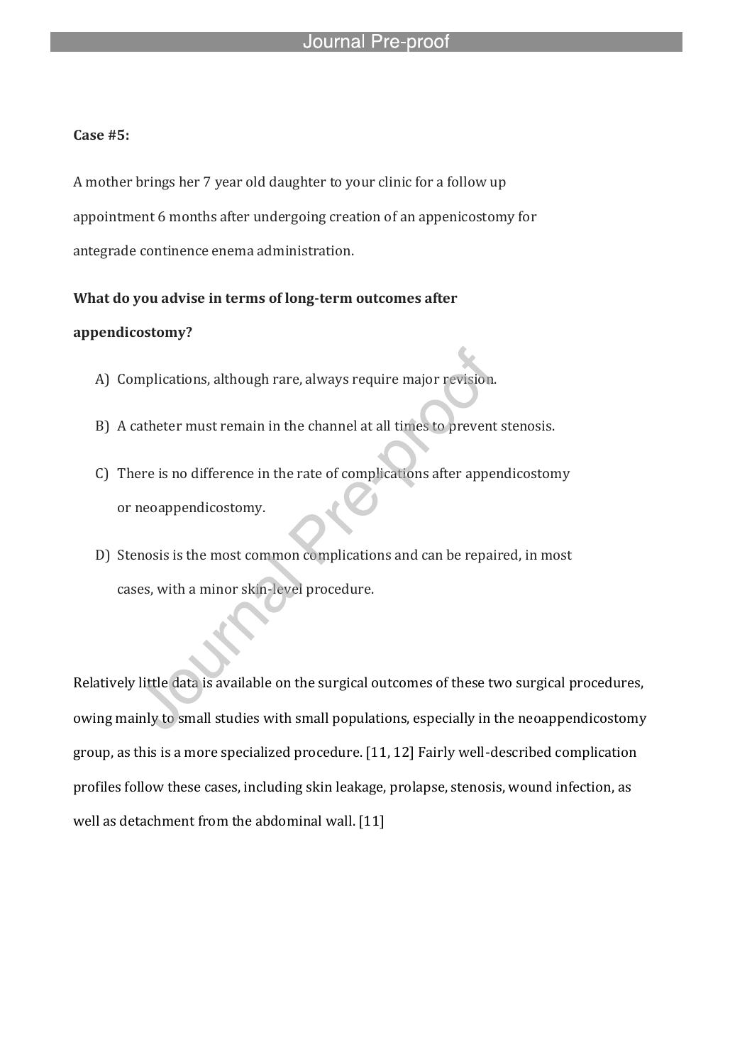**Case #5:**

A mother brings her 7 year old daughter to your clinic for a follow up appointment 6 months after undergoing creation of an appenicostomy for antegrade continence enema administration.

**What do you advise in terms of long-term outcomes after appendicostomy?**

A) Complications, although rare, always require major revision.

B) A catheter must remain in the channel at all times to prevent stenosis.

C) There is no difference in the rate of complications after appendicostomy or neoappendicostomy.

D) Stenosis is the most common complications and can be repaired, in most cases, with a minor skin-level procedure.

Relatively little data is available on the surgical outcomes of these two surgical procedures, owing mainly to small studies with small populations, especially in the neoappendicostomy group, as this is a more specialized procedure. [11, 12] Fairly well-described complication profiles follow these cases, including skin leakage, prolapse, stenosis, wound infection, as well as detachment from the abdominal wall. [11]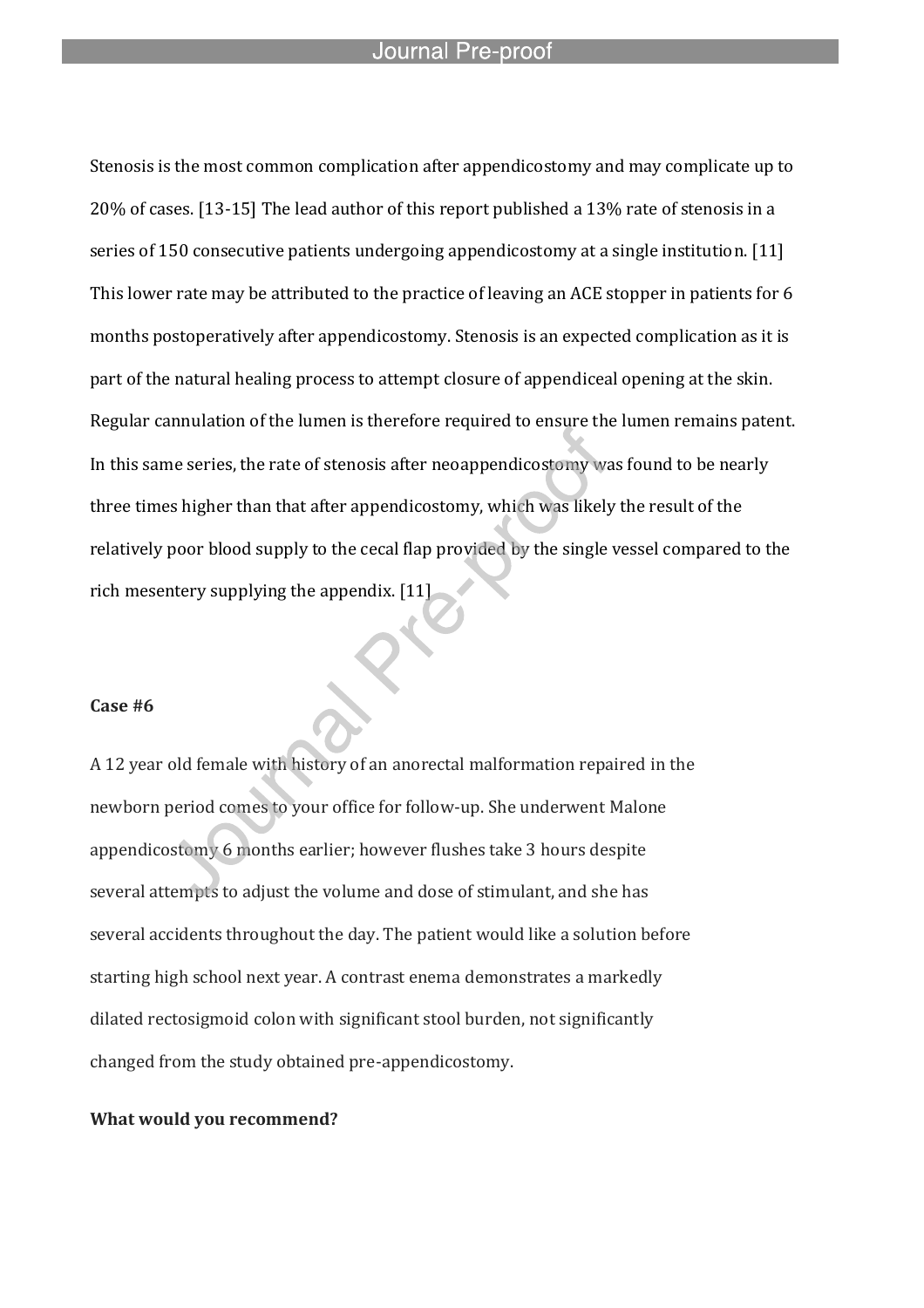Stenosis is the most common complication after appendicostomy and may complicate up to 20% of cases. [13-15] The lead author of this report published a 13% rate of stenosis in a series of 150 consecutive patients undergoing appendicostomy at a single institution. [11] This lower rate may be attributed to the practice of leaving an ACE stopper in patients for 6 months postoperatively after appendicostomy. Stenosis is an expected complication as it is part of the natural healing process to attempt closure of appendiceal opening at the skin. Regular cannulation of the lumen is therefore required to ensure the lumen remains patent. In this same series, the rate of stenosis after neoappendicostomy was found to be nearly three times higher than that after appendicostomy, which was likely the result of the relatively poor blood supply to the cecal flap provided by the single vessel compared to the rich mesentery supplying the appendix. [11]

**Case #6**

A 12 year old female with history of an anorectal malformation repaired in the newborn period comes to your office for follow-up. She underwent Malone appendicostomy 6 months earlier; however flushes take 3 hours despite several attempts to adjust the volume and dose of stimulant, and she has several accidents throughout the day. The patient would like a solution before starting high school next year. A contrast enema demonstrates a markedly dilated rectosigmoid colon with significant stool burden, not significantly changed from the study obtained pre-appendicostomy.

**What would you recommend?**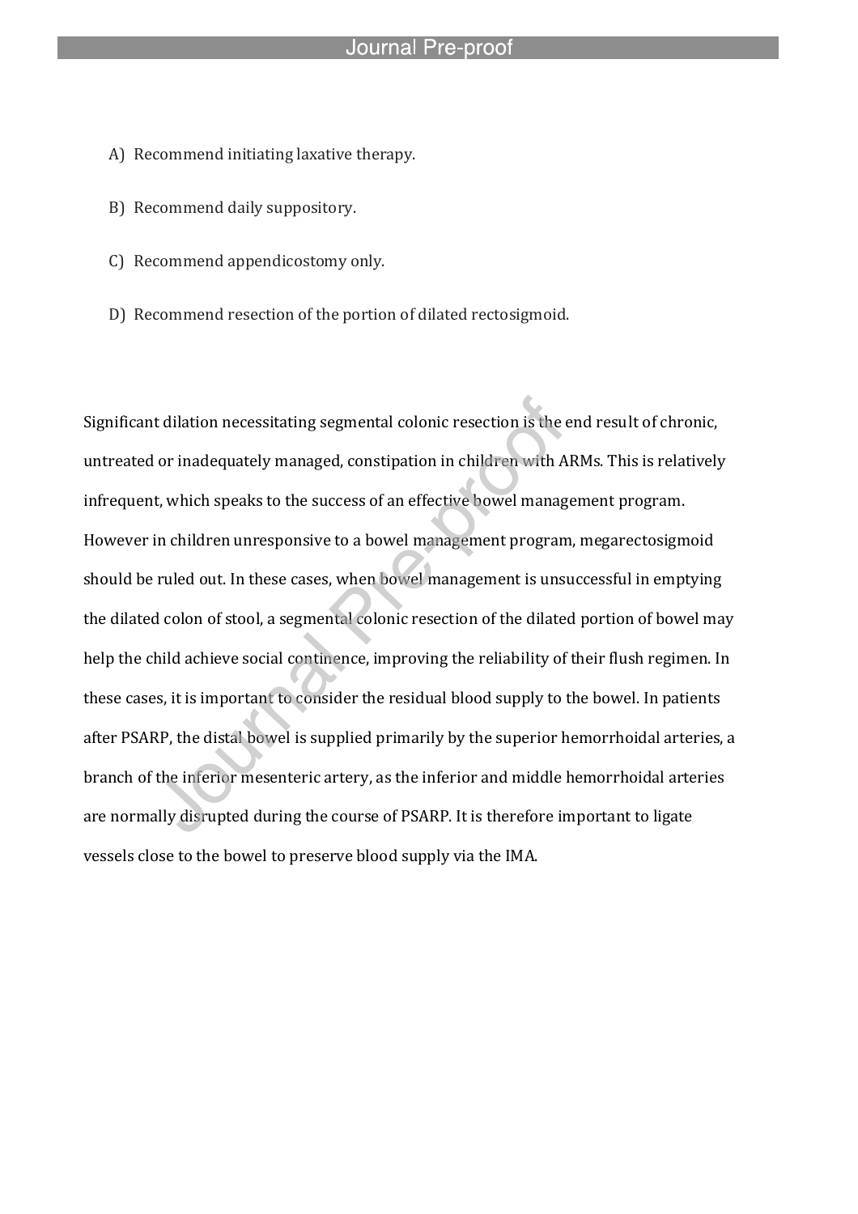A) Recommend initiating laxative therapy.

B) Recommend daily suppository.

C) Recommend appendicostomy only.

D) Recommend resection of the portion of dilated rectosigmoid.

Significant dilation necessitating segmental colonic resection is the end result of chronic, untreated or inadequately managed, constipation in children with ARMs. This is relatively infrequent, which speaks to the success of an effective bowel management program. However in children unresponsive to a bowel management program, megarectosigmoid should be ruled out. In these cases, when bowel management is unsuccessful in emptying the dilated colon of stool, a segmental colonic resection of the dilated portion of bowel may help the child achieve social continence, improving the reliability of their flush regimen. In these cases, it is important to consider the residual blood supply to the bowel. In patients after PSARP, the distal bowel is supplied primarily by the superior hemorrhoidal arteries, a branch of the inferior mesenteric artery, as the inferior and middle hemorrhoidal arteries are normally disrupted during the course of PSARP. It is therefore important to ligate vessels close to the bowel to preserve blood supply via the IMA.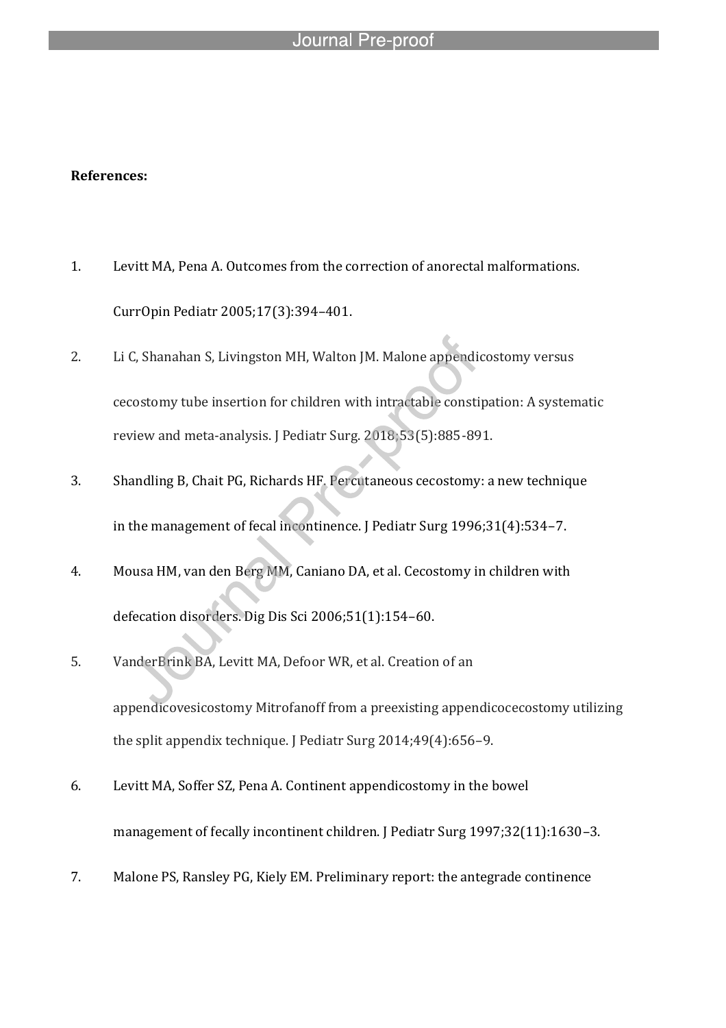**References:**

1. Levitt MA, Pena A. Outcomes from the correction of anorectal malformations. CurrOpin Pediatr 2005;17(3):394–401.
2. Li C, Shanahan S, Livingston MH, Walton JM. Malone appendicostomy versus cecostomy tube insertion for children with intractable constipation: A systematic review and meta-analysis. J Pediatr Surg. 2018;53(5):885-891.
3. Shandling B, Chait PG, Richards HF. Percutaneous cecostomy: a new technique in the management of fecal incontinence. J Pediatr Surg 1996;31(4):534–7.
4. Mousa HM, van den Berg MM, Caniano DA, et al. Cecostomy in children with defecation disorders. Dig Dis Sci 2006;51(1):154–60.
5. VanderBrink BA, Levitt MA, Defoor WR, et al. Creation of an appendicovesicostomy Mitrofanoff from a preexisting appendicocecostomy utilizing the split appendix technique. J Pediatr Surg 2014;49(4):656–9.
6. Levitt MA, Soffer SZ, Pena A. Continent appendicostomy in the bowel management of fecally incontinent children. J Pediatr Surg 1997;32(11):1630–3.
7. Malone PS, Ransley PG, Kiely EM. Preliminary report: the antegrade continence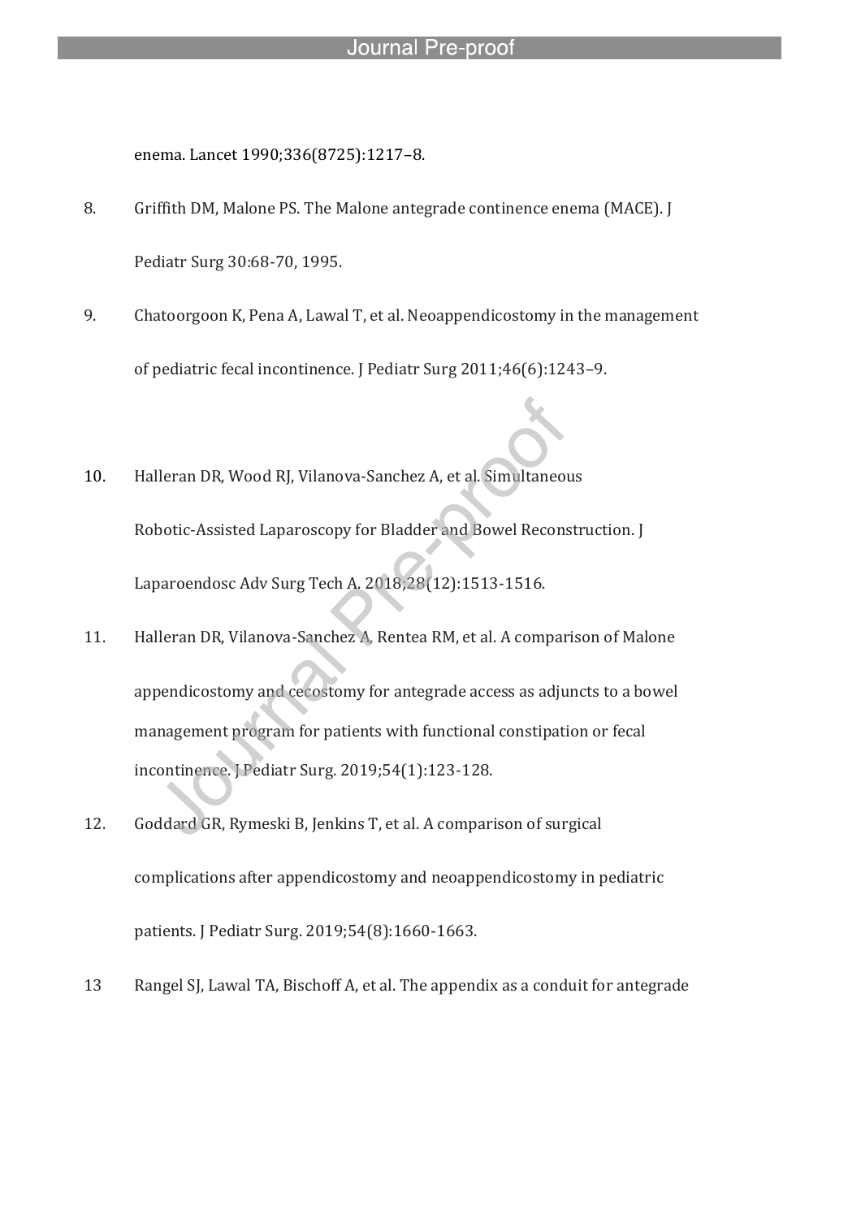enema. Lancet 1990;336(8725):1217–8.

8. Griffith DM, Malone PS. The Malone antegrade continence enema (MACE). J Pediatr Surg 30:68-70, 1995.

9. Chatoorgoon K, Pena A, Lawal T, et al. Neoappendicostomy in the management of pediatric fecal incontinence. J Pediatr Surg 2011;46(6):1243–9.

10. Halleran DR, Wood RJ, Vilanova-Sanchez A, et al. Simultaneous Robotic-Assisted Laparoscopy for Bladder and Bowel Reconstruction. J Laparoendosc Adv Surg Tech A. 2018;28(12):1513-1516.

11. Halleran DR, Vilanova-Sanchez A, Rentea RM, et al. A comparison of Malone appendicostomy and cecostomy for antegrade access as adjuncts to a bowel management program for patients with functional constipation or fecal incontinence. J Pediatr Surg. 2019;54(1):123-128.

12. Goddard GR, Rymeski B, Jenkins T, et al. A comparison of surgical complications after appendicostomy and neoappendicostomy in pediatric patients. J Pediatr Surg. 2019;54(8):1660-1663.

13 Rangel SJ, Lawal TA, Bischoff A, et al. The appendix as a conduit for antegrade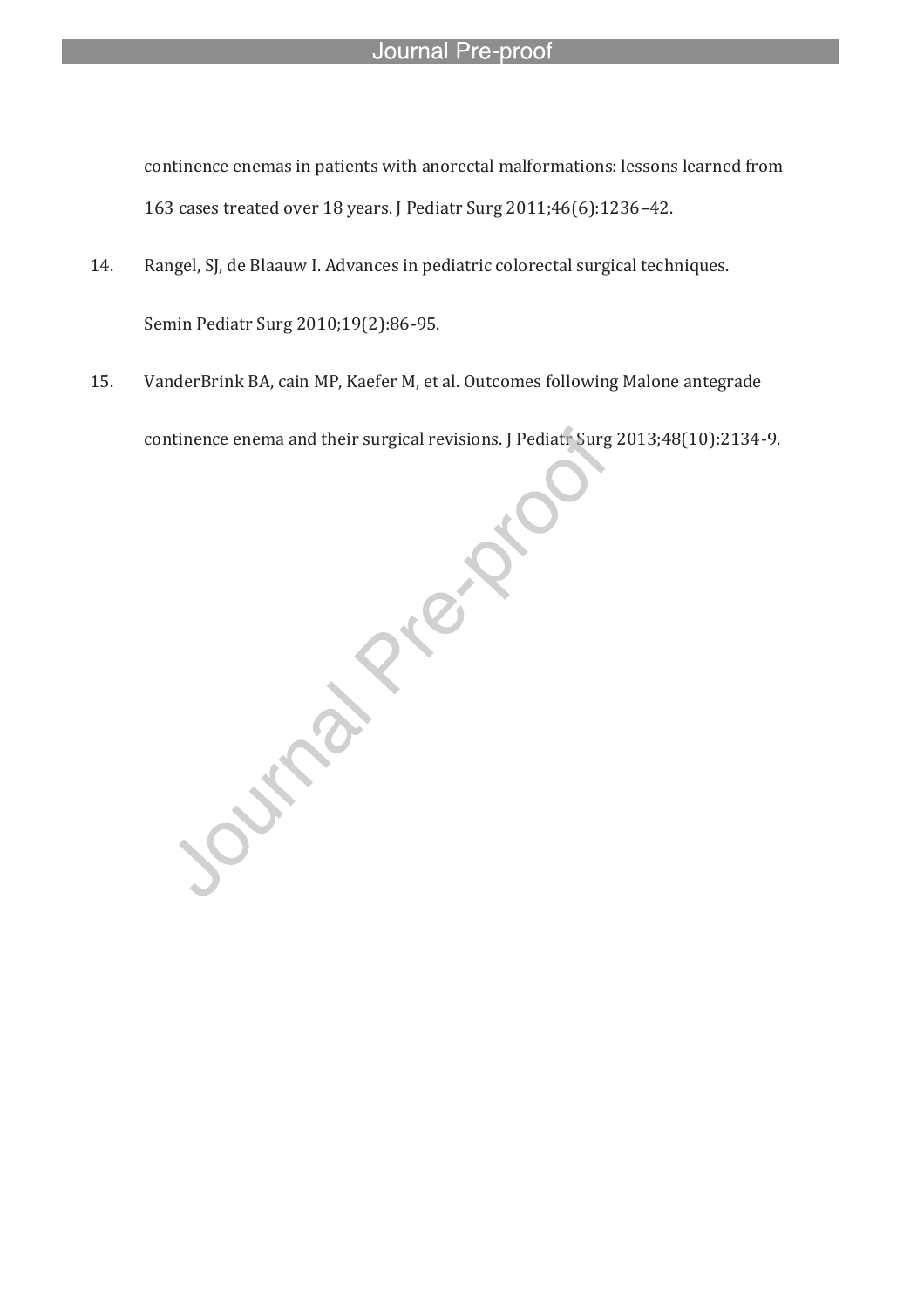continence enemas in patients with anorectal malformations: lessons learned from 163 cases treated over 18 years. J Pediatr Surg 2011;46(6):1236–42.

14. Rangel, SJ, de Blaauw I. Advances in pediatric colorectal surgical techniques. Semin Pediatr Surg 2010;19(2):86-95.

15. VanderBrink BA, cain MP, Kaefer M, et al. Outcomes following Malone antegrade continence enema and their surgical revisions. J Pediatr Surg 2013;48(10):2134-9.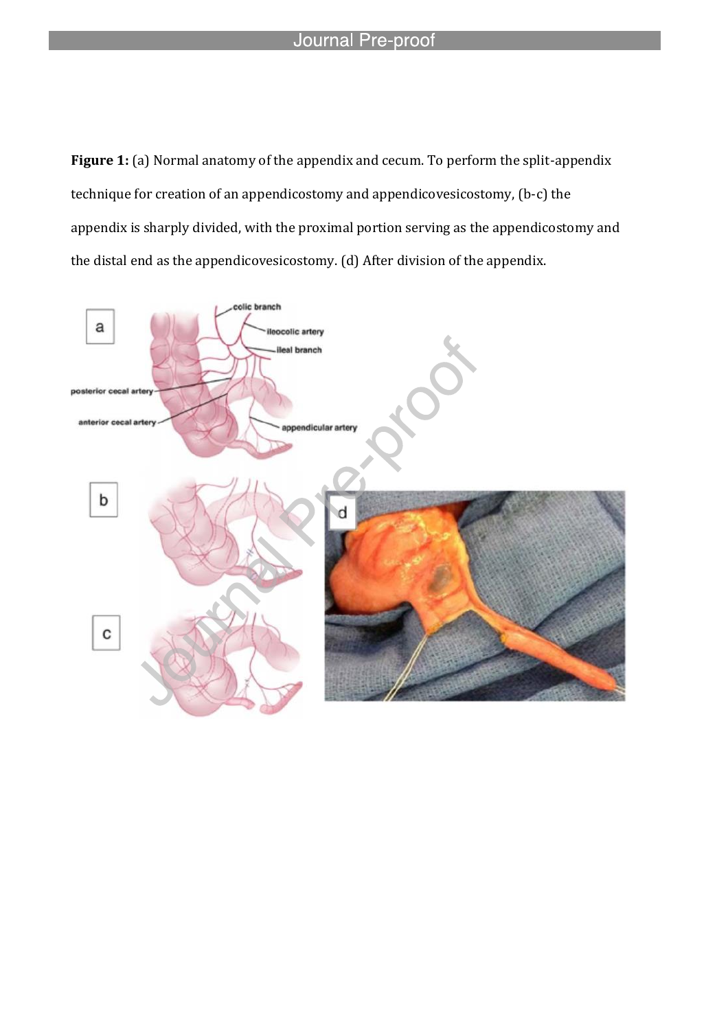**Figure 1:** (a) Normal anatomy of the appendix and cecum. To perform the split-appendix technique for creation of an appendicostomy and appendicovesicostomy, (b-c) the appendix is sharply divided, with the proximal portion serving as the appendicostomy and the distal end as the appendicovesicostomy. (d) After division of the appendix.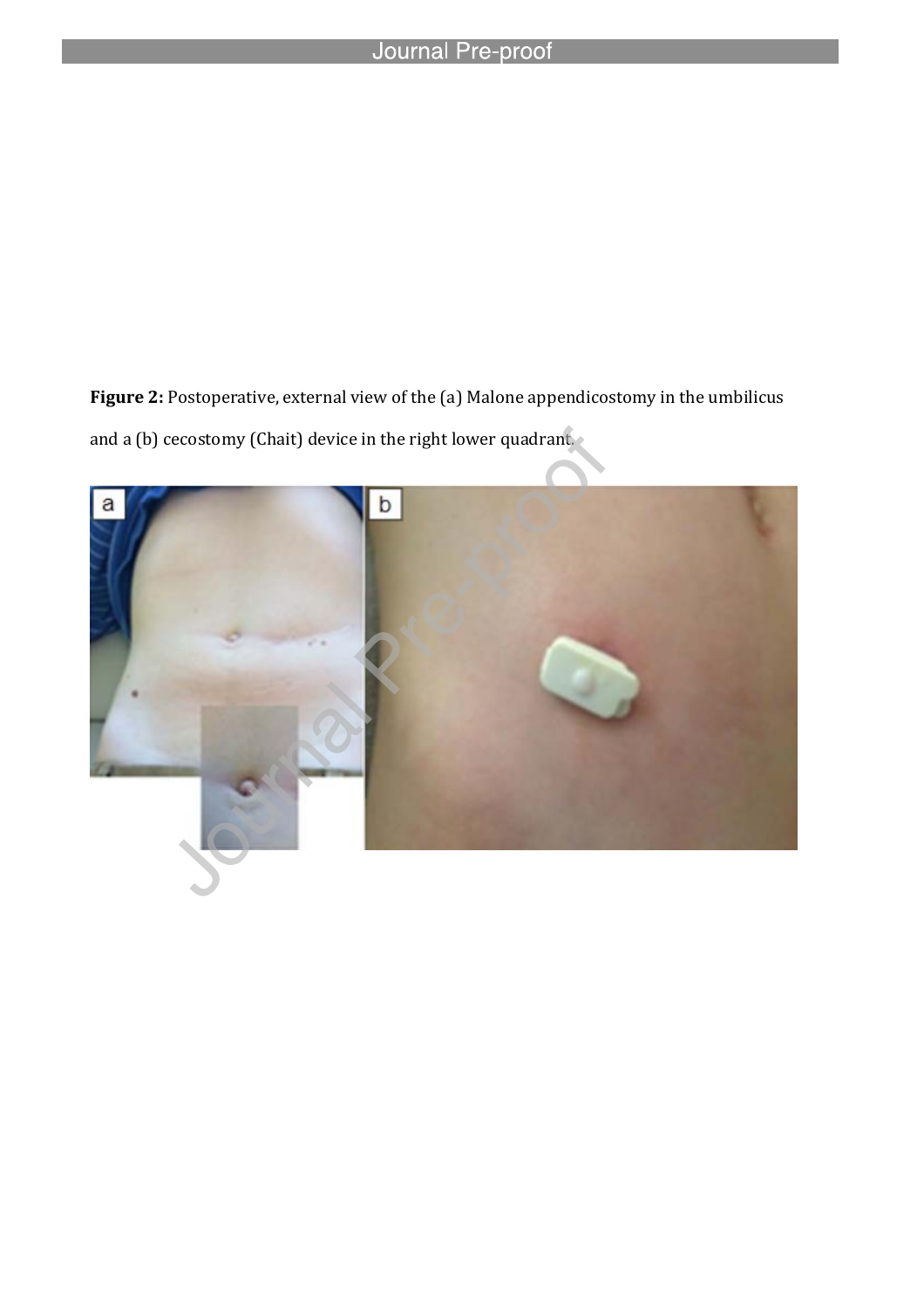**Figure 2:** Postoperative, external view of the (a) Malone appendicostomy in the umbilicus and a (b) cecostomy (Chait) device in the right lower quadrant.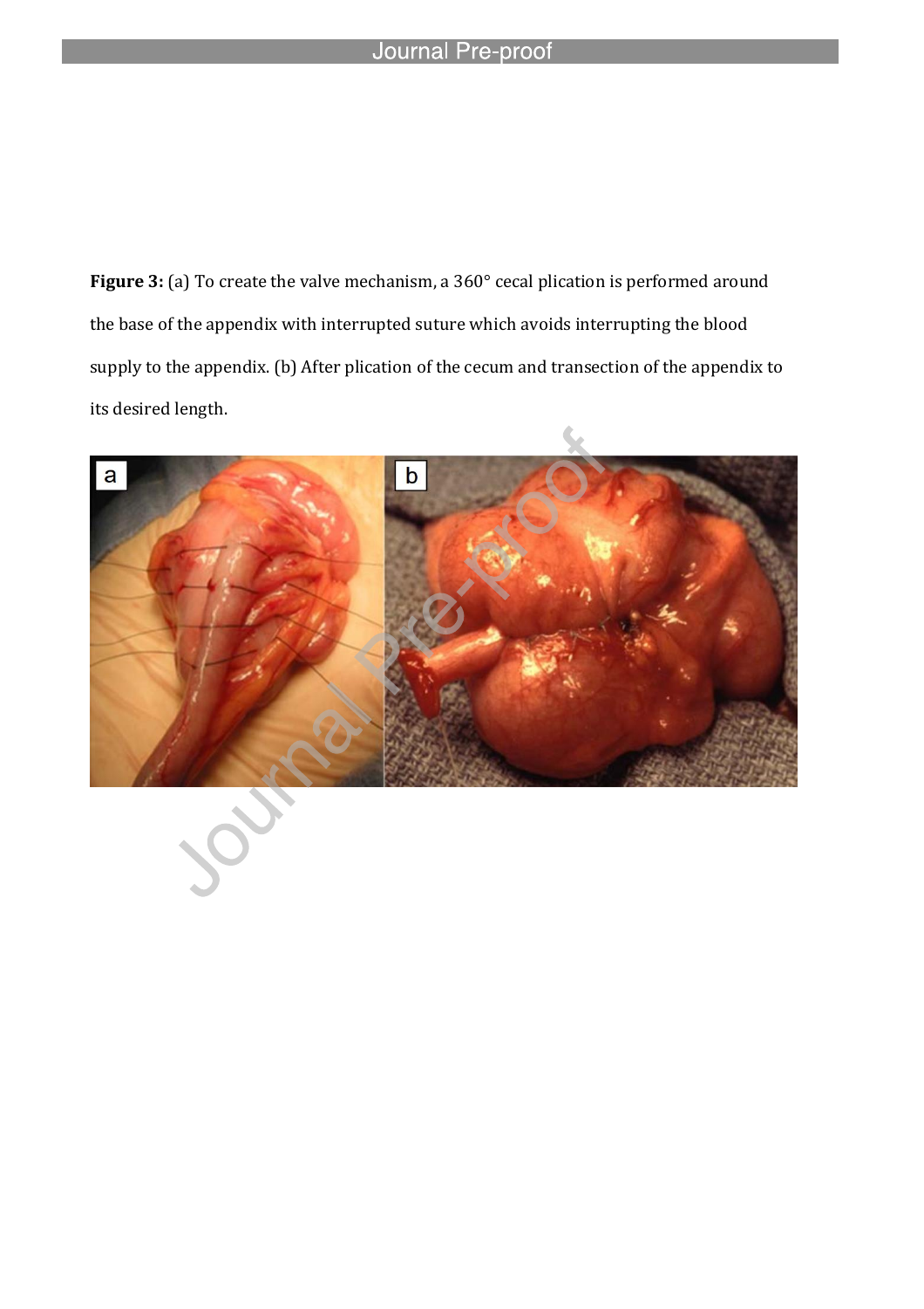**Figure 3:** (a) To create the valve mechanism, a 360° cecal plication is performed around the base of the appendix with interrupted suture which avoids interrupting the blood supply to the appendix. (b) After plication of the cecum and transection of the appendix to its desired length.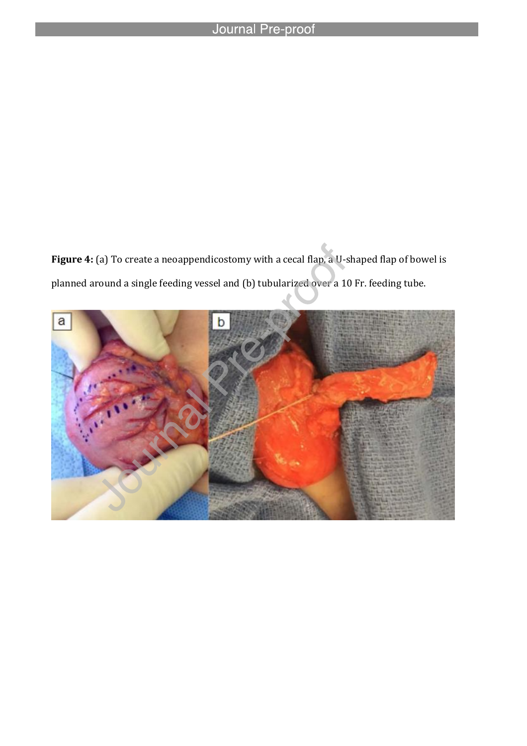**Figure 4:** (a) To create a neoappendicostomy with a cecal flap, a U-shaped flap of bowel is planned around a single feeding vessel and (b) tubularized over a 10 Fr. feeding tube.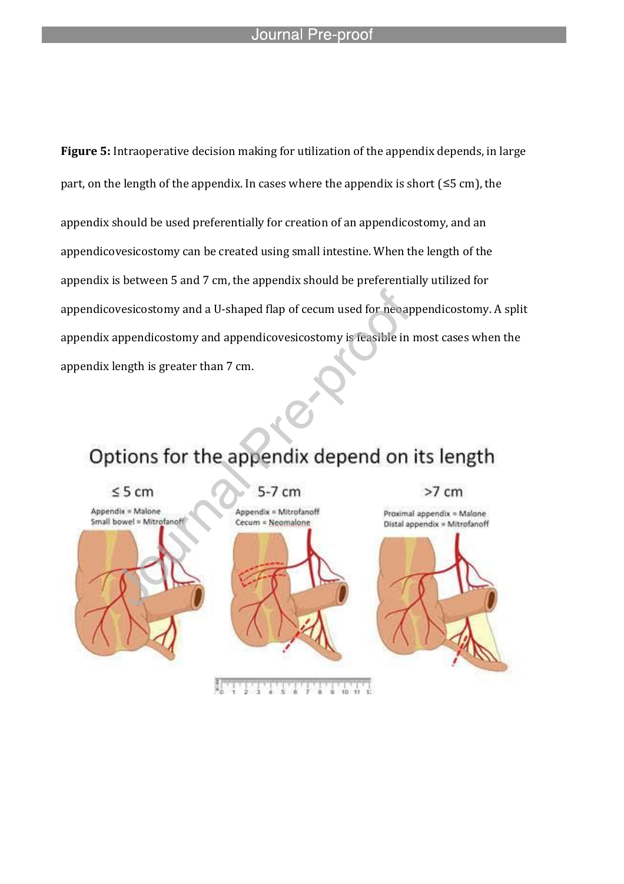**Figure 5:** Intraoperative decision making for utilization of the appendix depends, in large part, on the length of the appendix. In cases where the appendix is short (≤5 cm), the appendix should be used preferentially for creation of an appendicostomy, and an appendicovesicostomy can be created using small intestine. When the length of the appendix is between 5 and 7 cm, the appendix should be preferentially utilized for appendicovesicostomy and a U-shaped flap of cecum used for neoappendicostomy. A split appendix appendicostomy and appendicovesicostomy is feasible in most cases when the appendix length is greater than 7 cm.

Options for the appendix depend on its length

≤5 cm

Appendix = Malone

Small bowel = Mitrofanoff

5-7 cm

Appendix = Mitrofanoff

Cecum = Neomalone

>7 cm

Proximal appendix = Malone

Distal appendix = Mitrofanoff

0 1 2 3 4 5 6 7 8 9 10 11